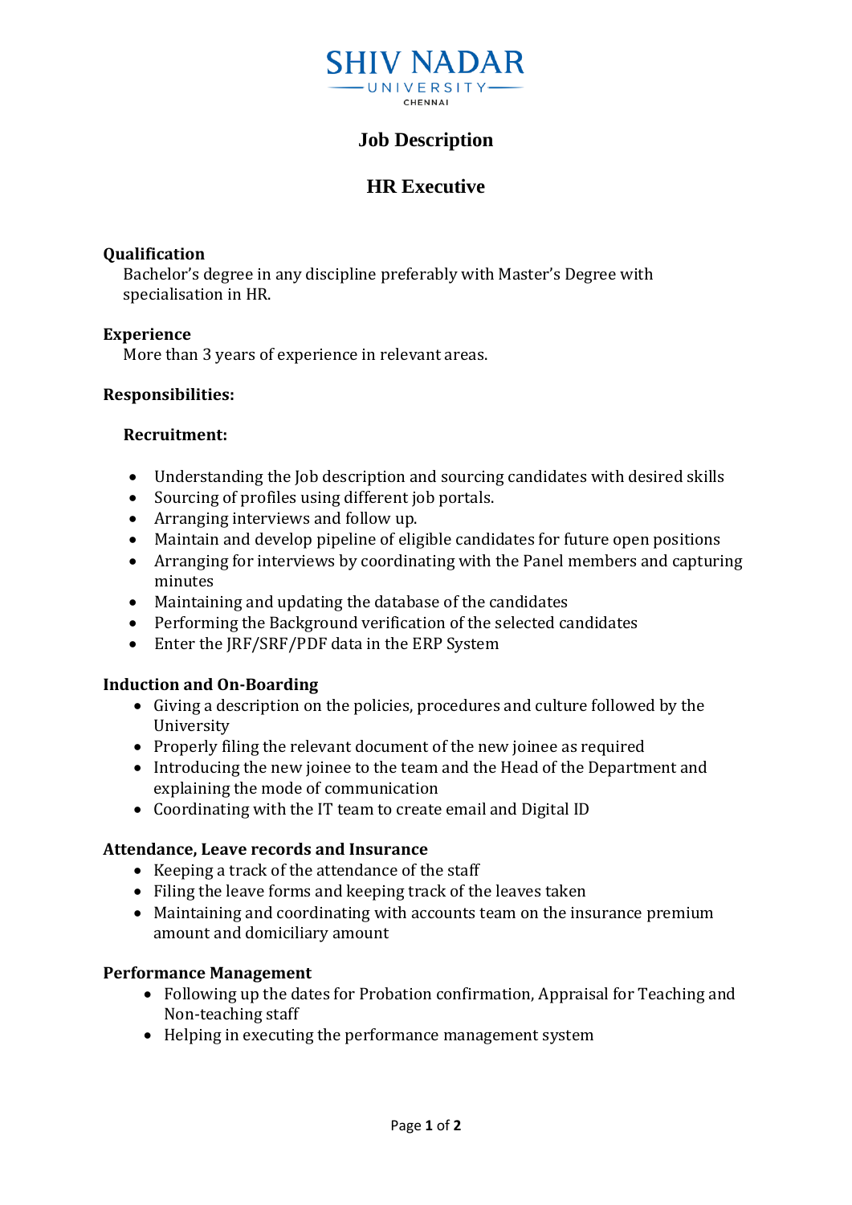SHIV NADAR UNIVERSITY CHENNAI

# Job Description

## HR Executive

**Qualification**

Bachelor's degree in any discipline preferably with Master's Degree with specialisation in HR.

**Experience**

More than 3 years of experience in relevant areas.

**Responsibilities:**

**Recruitment:**

- Understanding the Job description and sourcing candidates with desired skills
- Sourcing of profiles using different job portals.
- Arranging interviews and follow up.
- Maintain and develop pipeline of eligible candidates for future open positions
- Arranging for interviews by coordinating with the Panel members and capturing minutes
- Maintaining and updating the database of the candidates
- Performing the Background verification of the selected candidates
- Enter the JRF/SRF/PDF data in the ERP System

**Induction and On-Boarding**

- Giving a description on the policies, procedures and culture followed by the University
- Properly filing the relevant document of the new joinee as required
- Introducing the new joinee to the team and the Head of the Department and explaining the mode of communication
- Coordinating with the IT team to create email and Digital ID

**Attendance, Leave records and Insurance**

- Keeping a track of the attendance of the staff
- Filing the leave forms and keeping track of the leaves taken
- Maintaining and coordinating with accounts team on the insurance premium amount and domiciliary amount

**Performance Management**

- Following up the dates for Probation confirmation, Appraisal for Teaching and Non-teaching staff
- Helping in executing the performance management system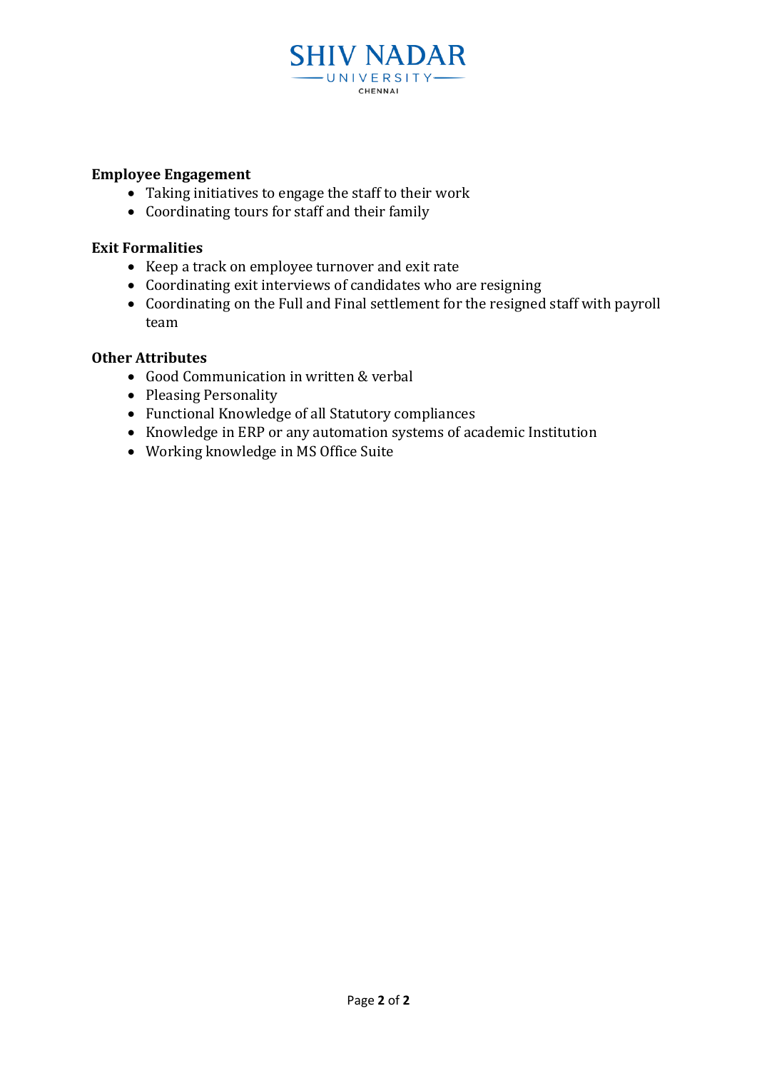**Employee Engagement**

- Taking initiatives to engage the staff to their work
- Coordinating tours for staff and their family

**Exit Formalities**

- Keep a track on employee turnover and exit rate
- Coordinating exit interviews of candidates who are resigning
- Coordinating on the Full and Final settlement for the resigned staff with payroll team

**Other Attributes**

- Good Communication in written & verbal
- Pleasing Personality
- Functional Knowledge of all Statutory compliances
- Knowledge in ERP or any automation systems of academic Institution
- Working knowledge in MS Office Suite